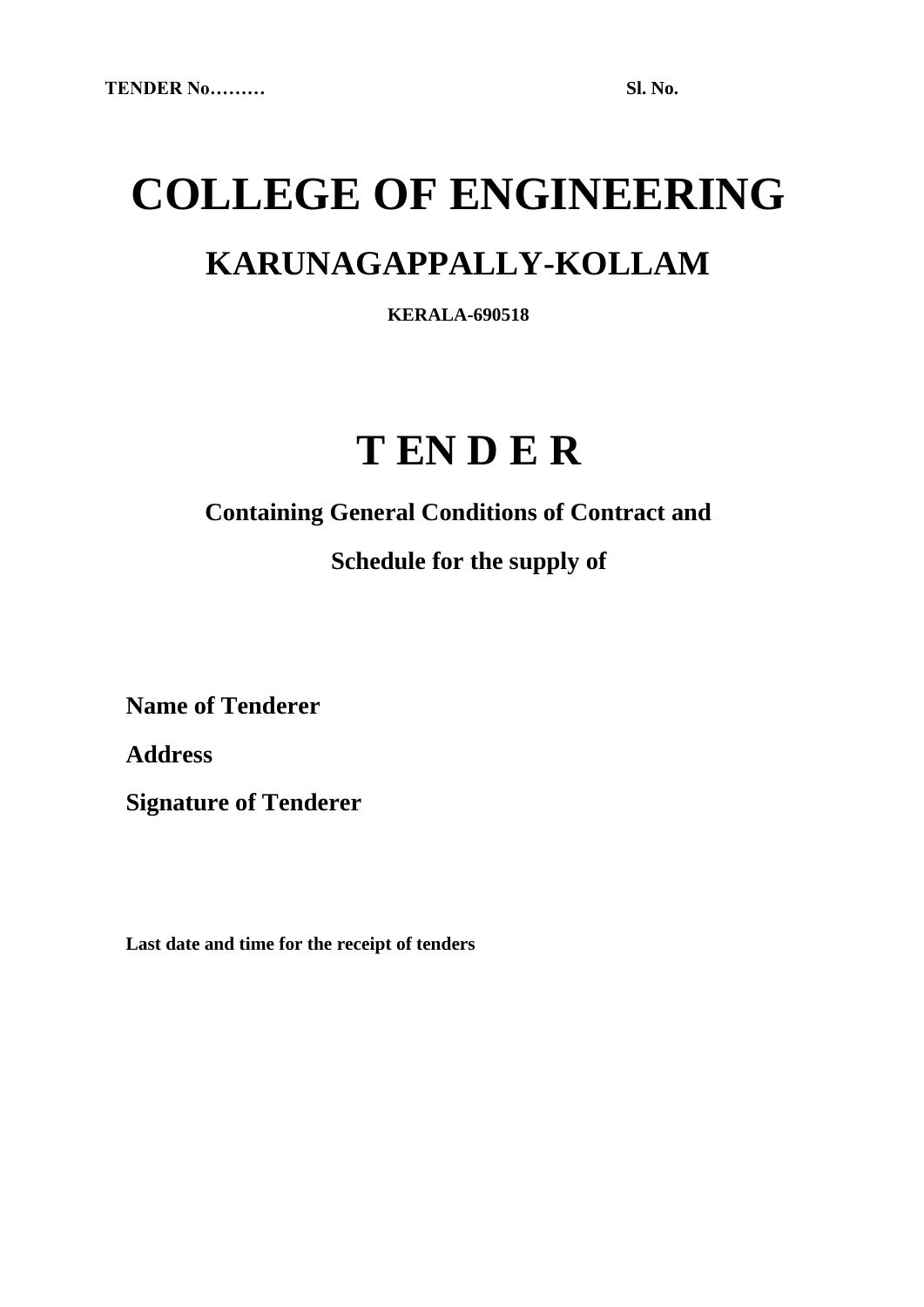**TENDER No………** **Sl. No.**

# COLLEGE OF ENGINEERING

## KARUNAGAPPALLY-KOLLAM

**KERALA-690518**

# T EN D E R

**Containing General Conditions of Contract and**

**Schedule for the supply of**

**Name of Tenderer**

**Address**

**Signature of Tenderer**

**Last date and time for the receipt of tenders**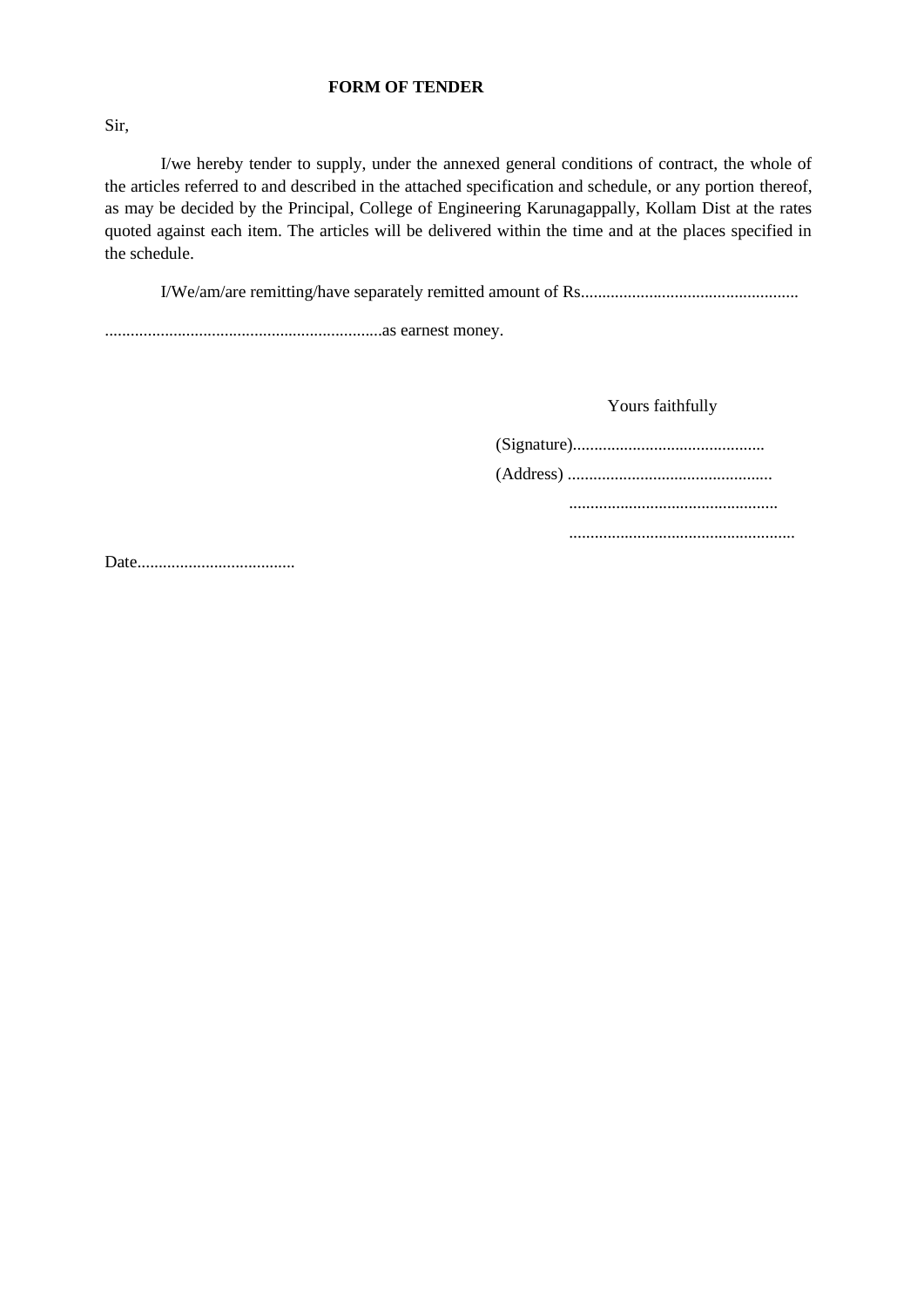**FORM OF TENDER**

Sir,

I/we hereby tender to supply, under the annexed general conditions of contract, the whole of the articles referred to and described in the attached specification and schedule, or any portion thereof, as may be decided by the Principal, College of Engineering Karunagappally, Kollam Dist at the rates quoted against each item. The articles will be delivered within the time and at the places specified in the schedule.

I/We/am/are remitting/have separately remitted amount of Rs..................................................

.................................................................as earnest money.

Yours faithfully

(Signature).............................................

(Address) ................................................

.................................................

.....................................................

Date.....................................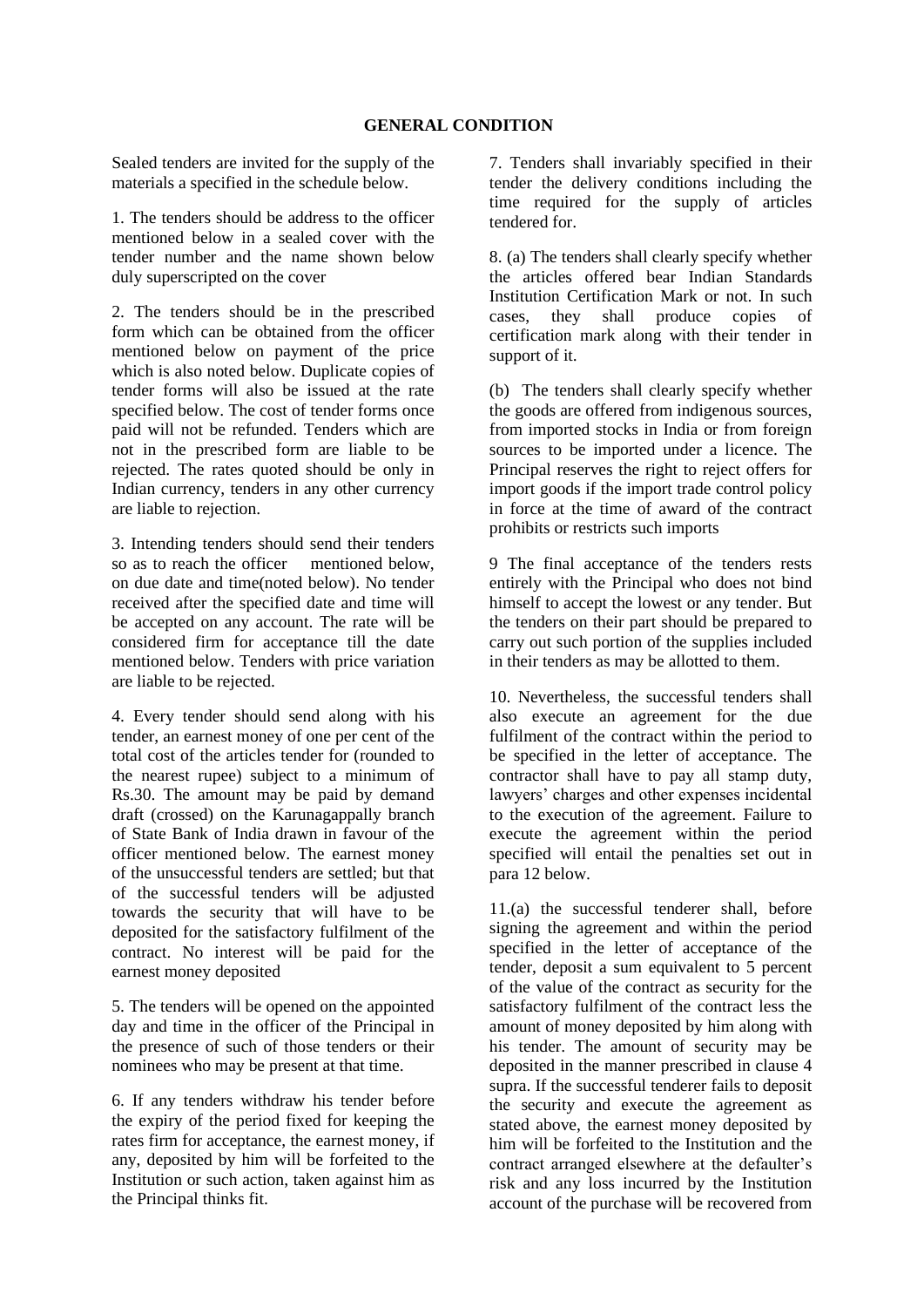**GENERAL CONDITION**

Sealed tenders are invited for the supply of the materials a specified in the schedule below.

1. The tenders should be address to the officer mentioned below in a sealed cover with the tender number and the name shown below duly superscripted on the cover

2. The tenders should be in the prescribed form which can be obtained from the officer mentioned below on payment of the price which is also noted below. Duplicate copies of tender forms will also be issued at the rate specified below. The cost of tender forms once paid will not be refunded. Tenders which are not in the prescribed form are liable to be rejected. The rates quoted should be only in Indian currency, tenders in any other currency are liable to rejection.

3. Intending tenders should send their tenders so as to reach the officer mentioned below, on due date and time(noted below). No tender received after the specified date and time will be accepted on any account. The rate will be considered firm for acceptance till the date mentioned below. Tenders with price variation are liable to be rejected.

4. Every tender should send along with his tender, an earnest money of one per cent of the total cost of the articles tender for (rounded to the nearest rupee) subject to a minimum of Rs.30. The amount may be paid by demand draft (crossed) on the Karunagappally branch of State Bank of India drawn in favour of the officer mentioned below. The earnest money of the unsuccessful tenders are settled; but that of the successful tenders will be adjusted towards the security that will have to be deposited for the satisfactory fulfilment of the contract. No interest will be paid for the earnest money deposited

5. The tenders will be opened on the appointed day and time in the officer of the Principal in the presence of such of those tenders or their nominees who may be present at that time.

6. If any tenders withdraw his tender before the expiry of the period fixed for keeping the rates firm for acceptance, the earnest money, if any, deposited by him will be forfeited to the Institution or such action, taken against him as the Principal thinks fit.

7. Tenders shall invariably specified in their tender the delivery conditions including the time required for the supply of articles tendered for.

8. (a) The tenders shall clearly specify whether the articles offered bear Indian Standards Institution Certification Mark or not. In such cases, they shall produce copies of certification mark along with their tender in support of it.

(b) The tenders shall clearly specify whether the goods are offered from indigenous sources, from imported stocks in India or from foreign sources to be imported under a licence. The Principal reserves the right to reject offers for import goods if the import trade control policy in force at the time of award of the contract prohibits or restricts such imports

9 The final acceptance of the tenders rests entirely with the Principal who does not bind himself to accept the lowest or any tender. But the tenders on their part should be prepared to carry out such portion of the supplies included in their tenders as may be allotted to them.

10. Nevertheless, the successful tenders shall also execute an agreement for the due fulfilment of the contract within the period to be specified in the letter of acceptance. The contractor shall have to pay all stamp duty, lawyers' charges and other expenses incidental to the execution of the agreement. Failure to execute the agreement within the period specified will entail the penalties set out in para 12 below.

11.(a) the successful tenderer shall, before signing the agreement and within the period specified in the letter of acceptance of the tender, deposit a sum equivalent to 5 percent of the value of the contract as security for the satisfactory fulfilment of the contract less the amount of money deposited by him along with his tender. The amount of security may be deposited in the manner prescribed in clause 4 supra. If the successful tenderer fails to deposit the security and execute the agreement as stated above, the earnest money deposited by him will be forfeited to the Institution and the contract arranged elsewhere at the defaulter's risk and any loss incurred by the Institution account of the purchase will be recovered from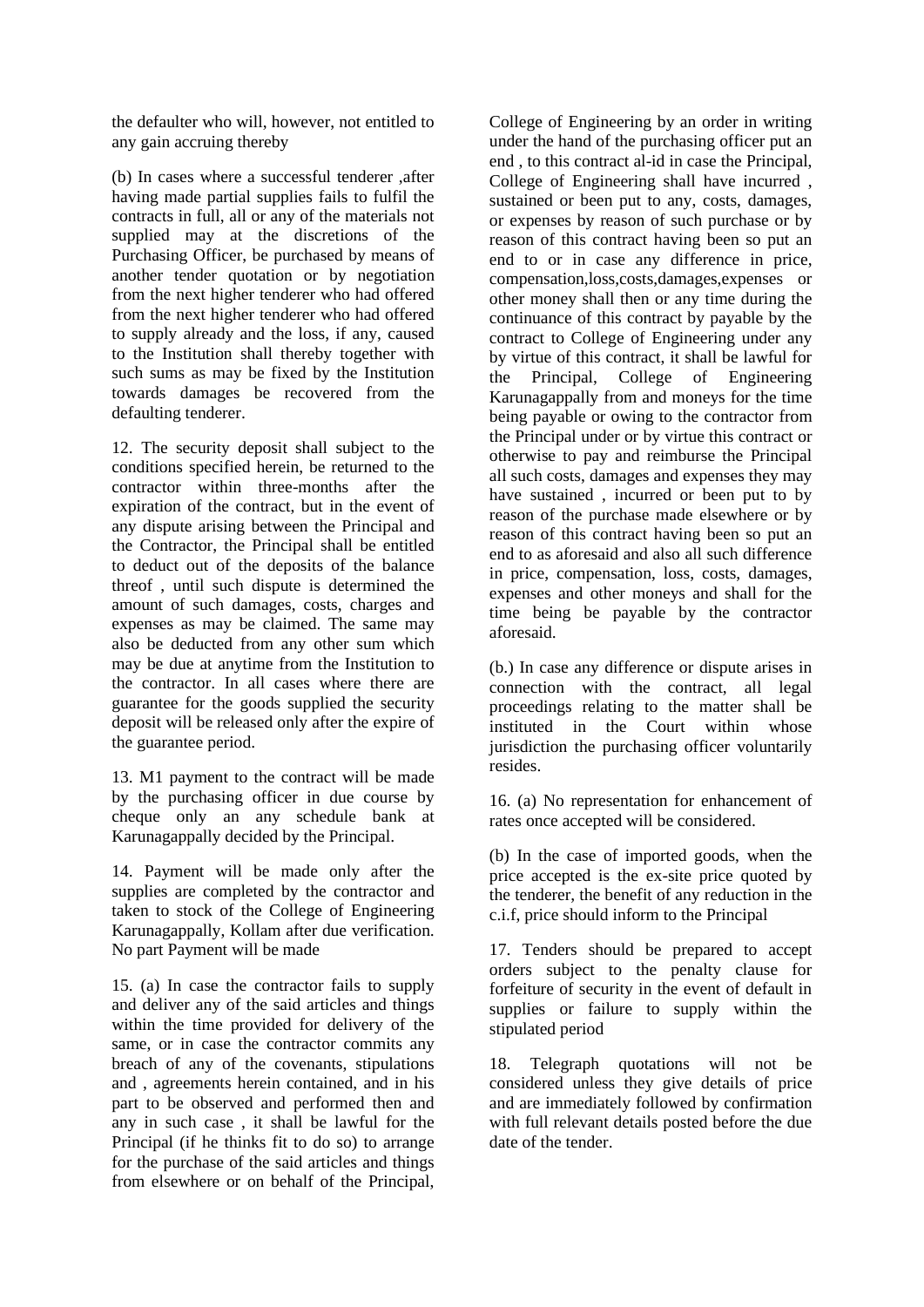the defaulter who will, however, not entitled to any gain accruing thereby

(b) In cases where a successful tenderer ,after having made partial supplies fails to fulfil the contracts in full, all or any of the materials not supplied may at the discretions of the Purchasing Officer, be purchased by means of another tender quotation or by negotiation from the next higher tenderer who had offered from the next higher tenderer who had offered to supply already and the loss, if any, caused to the Institution shall thereby together with such sums as may be fixed by the Institution towards damages be recovered from the defaulting tenderer.

12. The security deposit shall subject to the conditions specified herein, be returned to the contractor within three-months after the expiration of the contract, but in the event of any dispute arising between the Principal and the Contractor, the Principal shall be entitled to deduct out of the deposits of the balance threof , until such dispute is determined the amount of such damages, costs, charges and expenses as may be claimed. The same may also be deducted from any other sum which may be due at anytime from the Institution to the contractor. In all cases where there are guarantee for the goods supplied the security deposit will be released only after the expire of the guarantee period.

13. M1 payment to the contract will be made by the purchasing officer in due course by cheque only an any schedule bank at Karunagappally decided by the Principal.

14. Payment will be made only after the supplies are completed by the contractor and taken to stock of the College of Engineering Karunagappally, Kollam after due verification. No part Payment will be made

15. (a) In case the contractor fails to supply and deliver any of the said articles and things within the time provided for delivery of the same, or in case the contractor commits any breach of any of the covenants, stipulations and , agreements herein contained, and in his part to be observed and performed then and any in such case , it shall be lawful for the Principal (if he thinks fit to do so) to arrange for the purchase of the said articles and things from elsewhere or on behalf of the Principal, College of Engineering by an order in writing under the hand of the purchasing officer put an end , to this contract al-id in case the Principal, College of Engineering shall have incurred , sustained or been put to any, costs, damages, or expenses by reason of such purchase or by reason of this contract having been so put an end to or in case any difference in price, compensation,loss,costs,damages,expenses or other money shall then or any time during the continuance of this contract by payable by the contract to College of Engineering under any by virtue of this contract, it shall be lawful for the Principal, College of Engineering Karunagappally from and moneys for the time being payable or owing to the contractor from the Principal under or by virtue this contract or otherwise to pay and reimburse the Principal all such costs, damages and expenses they may have sustained , incurred or been put to by reason of the purchase made elsewhere or by reason of this contract having been so put an end to as aforesaid and also all such difference in price, compensation, loss, costs, damages, expenses and other moneys and shall for the time being be payable by the contractor aforesaid.

(b.) In case any difference or dispute arises in connection with the contract, all legal proceedings relating to the matter shall be instituted in the Court within whose jurisdiction the purchasing officer voluntarily resides.

16. (a) No representation for enhancement of rates once accepted will be considered.

(b) In the case of imported goods, when the price accepted is the ex-site price quoted by the tenderer, the benefit of any reduction in the c.i.f, price should inform to the Principal

17. Tenders should be prepared to accept orders subject to the penalty clause for forfeiture of security in the event of default in supplies or failure to supply within the stipulated period

18. Telegraph quotations will not be considered unless they give details of price and are immediately followed by confirmation with full relevant details posted before the due date of the tender.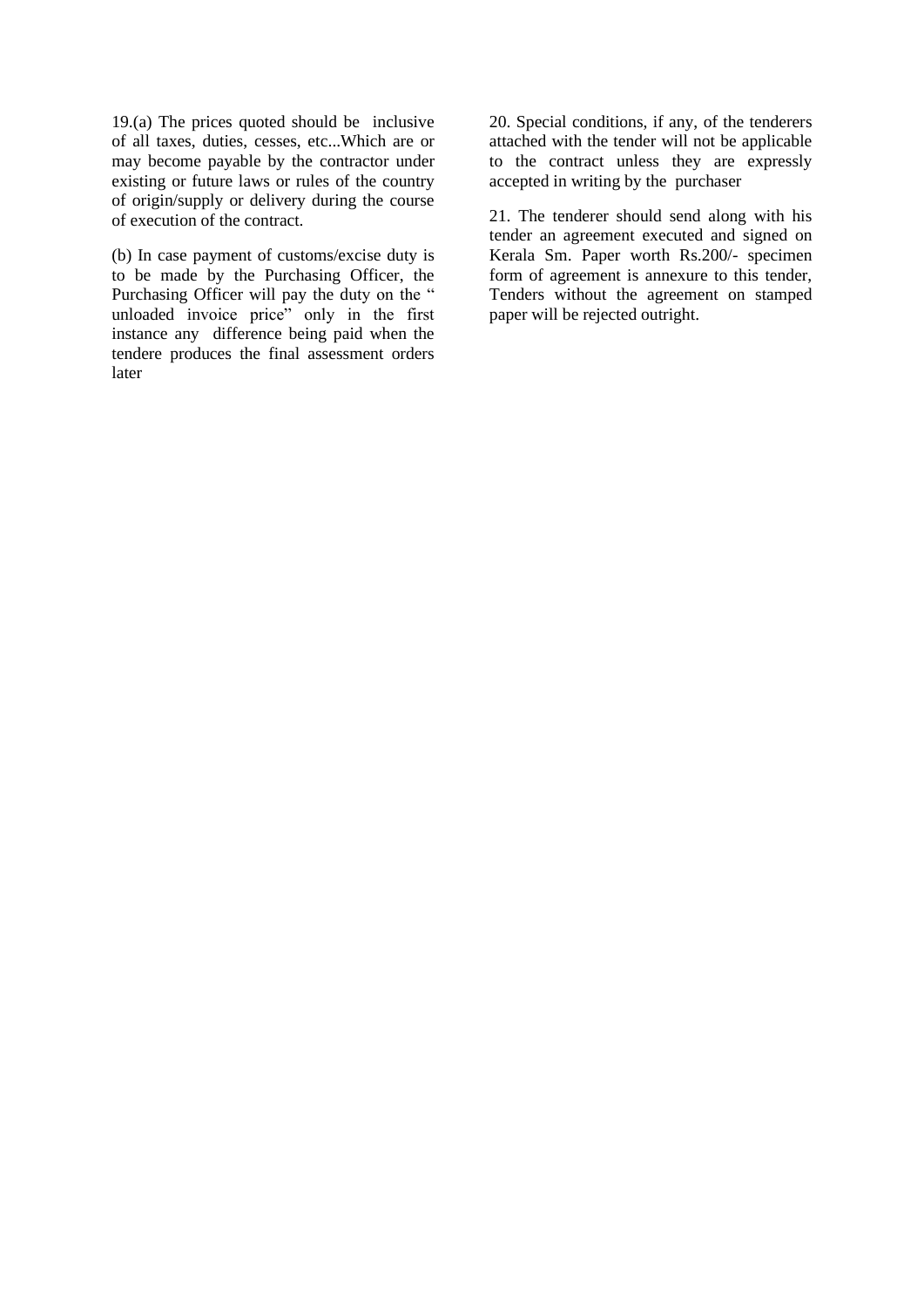19.(a) The prices quoted should be inclusive of all taxes, duties, cesses, etc...Which are or may become payable by the contractor under existing or future laws or rules of the country of origin/supply or delivery during the course of execution of the contract.

(b) In case payment of customs/excise duty is to be made by the Purchasing Officer, the Purchasing Officer will pay the duty on the " unloaded invoice price" only in the first instance any difference being paid when the tendere produces the final assessment orders later

20. Special conditions, if any, of the tenderers attached with the tender will not be applicable to the contract unless they are expressly accepted in writing by the purchaser

21. The tenderer should send along with his tender an agreement executed and signed on Kerala Sm. Paper worth Rs.200/- specimen form of agreement is annexure to this tender, Tenders without the agreement on stamped paper will be rejected outright.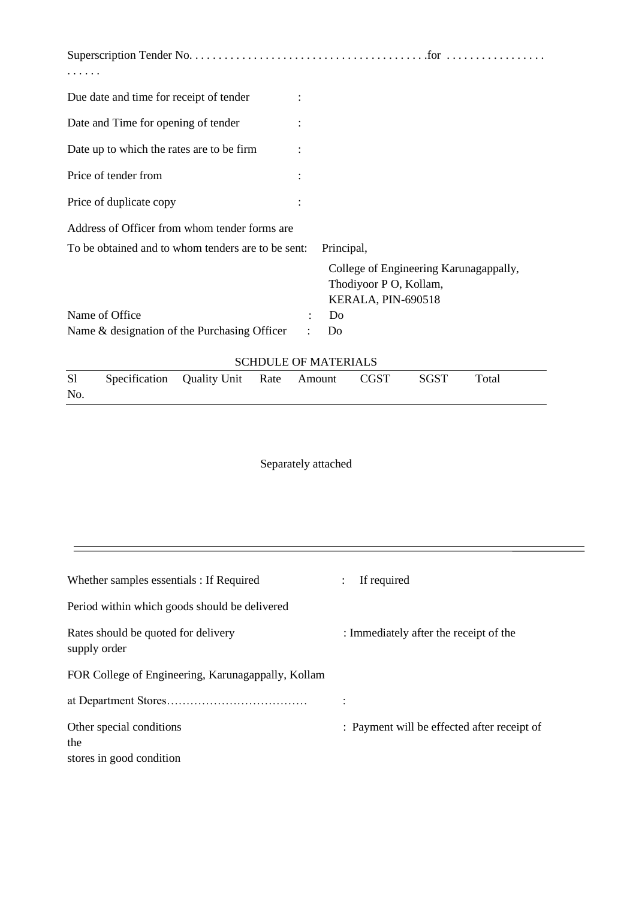Superscription Tender No. . . . . . . . . . . . . . . . . . . . . . . . . . . . . . . . . . . . . . . .for . . . . . . . . . . . . . . . . . . . . . . .

Due date and time for receipt of tender :

Date and Time for opening of tender :

Date up to which the rates are to be firm :

Price of tender from :

Price of duplicate copy :

Address of Officer from whom tender forms are
To be obtained and to whom tenders are to be sent: Principal,
College of Engineering Karunagappally,
Thodiyoor P O, Kollam,
KERALA, PIN-690518

Name of Office : Do

Name & designation of the Purchasing Officer : Do

SCHDULE OF MATERIALS

| Sl No. | Specification | Quality Unit | Rate | Amount | CGST | SGST | Total |
|---|---|---|---|---|---|---|---|

Separately attached

Whether samples essentials : If Required : If required

Period within which goods should be delivered

Rates should be quoted for delivery supply order : Immediately after the receipt of the

FOR College of Engineering, Karunagappally, Kollam

at Department Stores……………………………… :

Other special conditions : Payment will be effected after receipt of the
stores in good condition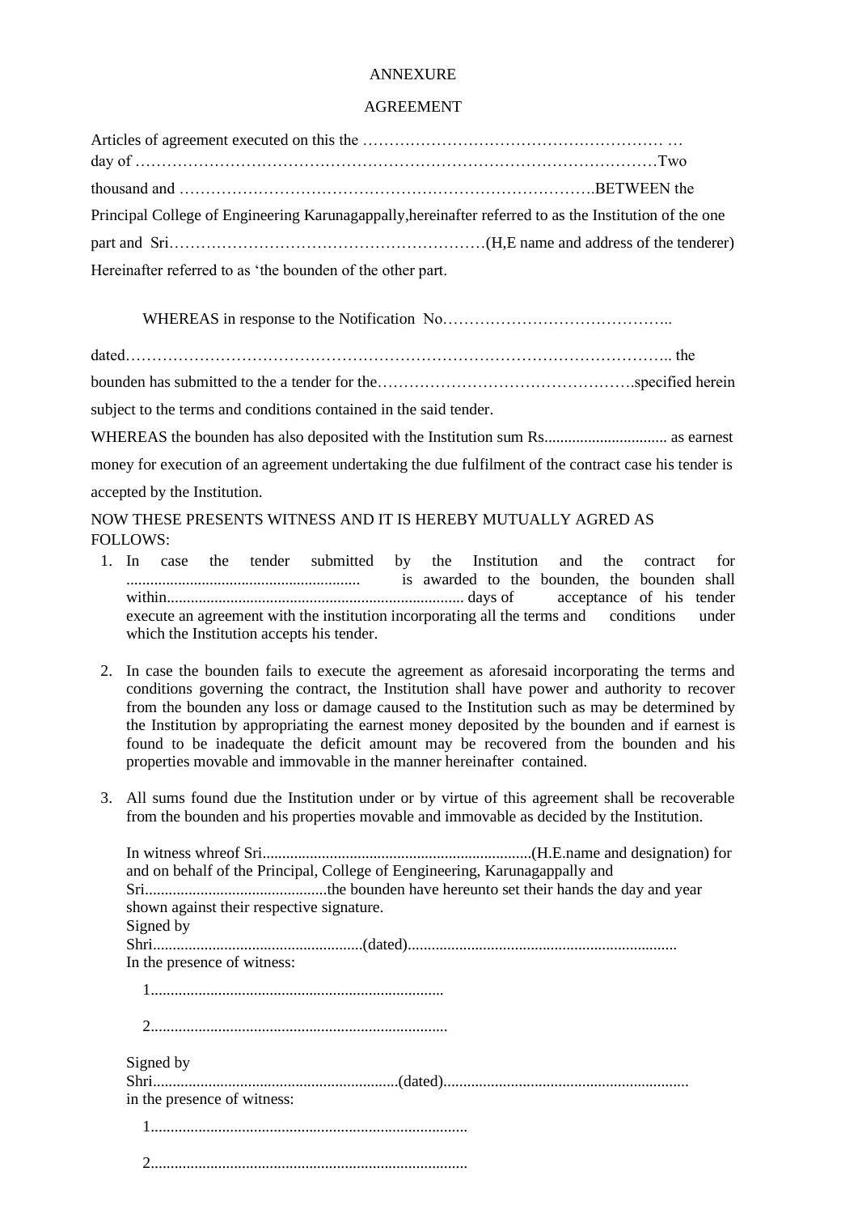ANNEXURE

AGREEMENT

Articles of agreement executed on this the ………………………………………………… … day of ………………………………………………………………………………………Two thousand and …………………………………………………………………….BETWEEN the Principal College of Engineering Karunagappally,hereinafter referred to as the Institution of the one part and Sri……………………………………………………(H,E name and address of the tenderer) Hereinafter referred to as 'the bounden of the other part.

WHEREAS in response to the Notification No……………………………………..

dated………………………………………………………………………………………….. the bounden has submitted to the a tender for the………………………………………….specified herein subject to the terms and conditions contained in the said tender.

WHEREAS the bounden has also deposited with the Institution sum Rs.............................. as earnest money for execution of an agreement undertaking the due fulfilment of the contract case his tender is accepted by the Institution.

NOW THESE PRESENTS WITNESS AND IT IS HEREBY MUTUALLY AGRED AS FOLLOWS:

1. In case the tender submitted by the Institution and the contract for .......................................................... is awarded to the bounden, the bounden shall within.......................................................................... days of acceptance of his tender execute an agreement with the institution incorporating all the terms and conditions under which the Institution accepts his tender.

2. In case the bounden fails to execute the agreement as aforesaid incorporating the terms and conditions governing the contract, the Institution shall have power and authority to recover from the bounden any loss or damage caused to the Institution such as may be determined by the Institution by appropriating the earnest money deposited by the bounden and if earnest is found to be inadequate the deficit amount may be recovered from the bounden and his properties movable and immovable in the manner hereinafter contained.

3. All sums found due the Institution under or by virtue of this agreement shall be recoverable from the bounden and his properties movable and immovable as decided by the Institution.

   In witness whreof Sri....................................................................(H.E.name and designation) for and on behalf of the Principal, College of Eengineering, Karunagappally and Sri.............................................the bounden have hereunto set their hands the day and year shown against their respective signature.

   Signed by
   Shri.....................................................(dated)...................................................................
   In the presence of witness:

   1.........................................................................

   2..........................................................................

   Signed by
   Shri..............................................................(dated).............................................................
   in the presence of witness:

   1...............................................................................

   2...............................................................................